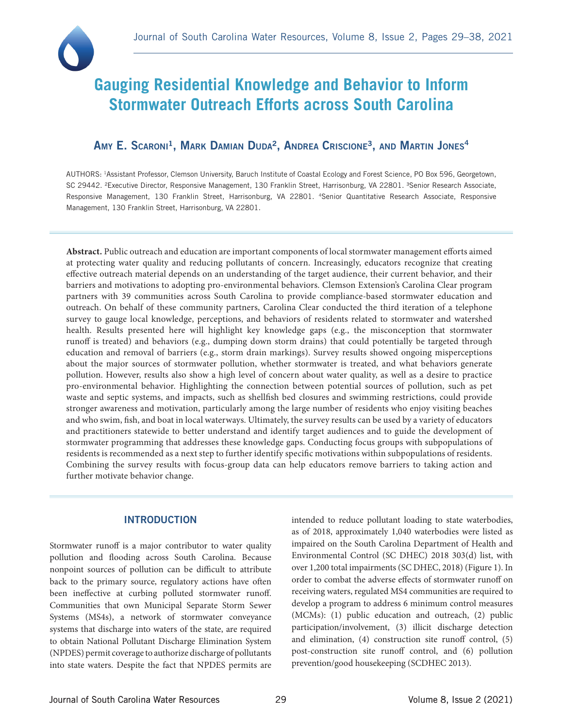# Gauging Residential Knowledge and Behavior to Inform Stormwater Outreach Efforts across South Carolina

## Amy E. Scaroni[1], Mark Damian Duda[2], Andrea Criscione[3], and Martin Jones[4]

AUTHORS: [1]Assistant Professor, Clemson University, Baruch Institute of Coastal Ecology and Forest Science, PO Box 596, Georgetown, SC 29442. [2]Executive Director, Responsive Management, 130 Franklin Street, Harrisonburg, VA 22801. [3]Senior Research Associate, Responsive Management, 130 Franklin Street, Harrisonburg, VA 22801. [4]Senior Quantitative Research Associate, Responsive Management, 130 Franklin Street, Harrisonburg, VA 22801.

**Abstract.** Public outreach and education are important components of local stormwater management efforts aimed at protecting water quality and reducing pollutants of concern. Increasingly, educators recognize that creating effective outreach material depends on an understanding of the target audience, their current behavior, and their barriers and motivations to adopting pro-environmental behaviors. Clemson Extension's Carolina Clear program partners with 39 communities across South Carolina to provide compliance-based stormwater education and outreach. On behalf of these community partners, Carolina Clear conducted the third iteration of a telephone survey to gauge local knowledge, perceptions, and behaviors of residents related to stormwater and watershed health. Results presented here will highlight key knowledge gaps (e.g., the misconception that stormwater runoff is treated) and behaviors (e.g., dumping down storm drains) that could potentially be targeted through education and removal of barriers (e.g., storm drain markings). Survey results showed ongoing misperceptions about the major sources of stormwater pollution, whether stormwater is treated, and what behaviors generate pollution. However, results also show a high level of concern about water quality, as well as a desire to practice pro-environmental behavior. Highlighting the connection between potential sources of pollution, such as pet waste and septic systems, and impacts, such as shellfish bed closures and swimming restrictions, could provide stronger awareness and motivation, particularly among the large number of residents who enjoy visiting beaches and who swim, fish, and boat in local waterways. Ultimately, the survey results can be used by a variety of educators and practitioners statewide to better understand and identify target audiences and to guide the development of stormwater programming that addresses these knowledge gaps. Conducting focus groups with subpopulations of residents is recommended as a next step to further identify specific motivations within subpopulations of residents. Combining the survey results with focus-group data can help educators remove barriers to taking action and further motivate behavior change.

## INTRODUCTION

Stormwater runoff is a major contributor to water quality pollution and flooding across South Carolina. Because nonpoint sources of pollution can be difficult to attribute back to the primary source, regulatory actions have often been ineffective at curbing polluted stormwater runoff. Communities that own Municipal Separate Storm Sewer Systems (MS4s), a network of stormwater conveyance systems that discharge into waters of the state, are required to obtain National Pollutant Discharge Elimination System (NPDES) permit coverage to authorize discharge of pollutants into state waters. Despite the fact that NPDES permits are intended to reduce pollutant loading to state waterbodies, as of 2018, approximately 1,040 waterbodies were listed as impaired on the South Carolina Department of Health and Environmental Control (SC DHEC) 2018 303(d) list, with over 1,200 total impairments (SC DHEC, 2018) (Figure 1). In order to combat the adverse effects of stormwater runoff on receiving waters, regulated MS4 communities are required to develop a program to address 6 minimum control measures (MCMs): (1) public education and outreach, (2) public participation/involvement, (3) illicit discharge detection and elimination, (4) construction site runoff control, (5) post-construction site runoff control, and (6) pollution prevention/good housekeeping (SCDHEC 2013).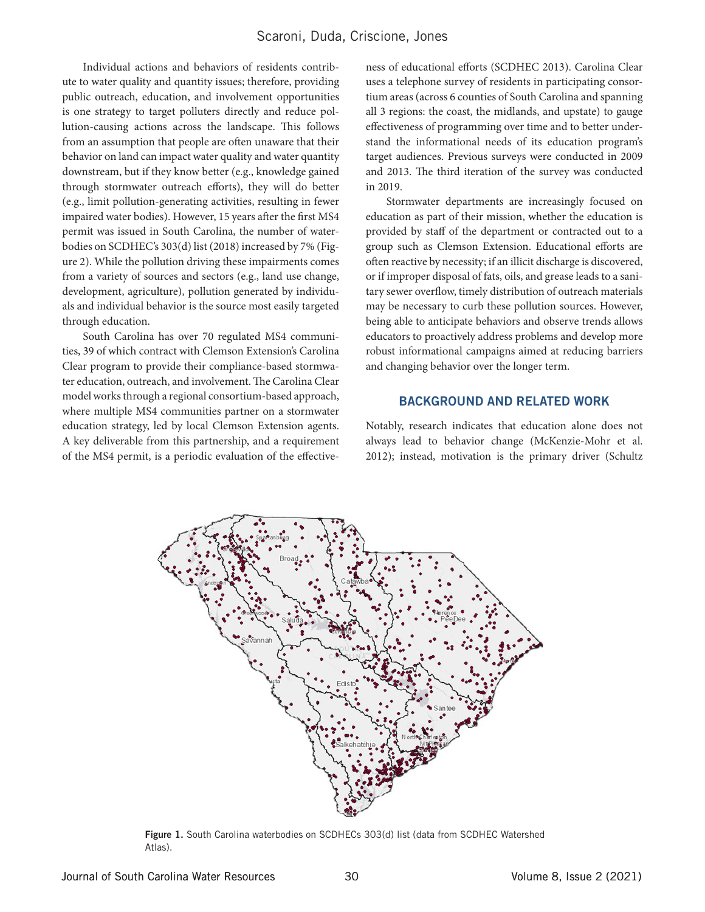Individual actions and behaviors of residents contribute to water quality and quantity issues; therefore, providing public outreach, education, and involvement opportunities is one strategy to target polluters directly and reduce pollution-causing actions across the landscape. This follows from an assumption that people are often unaware that their behavior on land can impact water quality and water quantity downstream, but if they know better (e.g., knowledge gained through stormwater outreach efforts), they will do better (e.g., limit pollution-generating activities, resulting in fewer impaired water bodies). However, 15 years after the first MS4 permit was issued in South Carolina, the number of waterbodies on SCDHEC's 303(d) list (2018) increased by 7% (Figure 2). While the pollution driving these impairments comes from a variety of sources and sectors (e.g., land use change, development, agriculture), pollution generated by individuals and individual behavior is the source most easily targeted through education.

South Carolina has over 70 regulated MS4 communities, 39 of which contract with Clemson Extension's Carolina Clear program to provide their compliance-based stormwater education, outreach, and involvement. The Carolina Clear model works through a regional consortium-based approach, where multiple MS4 communities partner on a stormwater education strategy, led by local Clemson Extension agents. A key deliverable from this partnership, and a requirement of the MS4 permit, is a periodic evaluation of the effectiveness of educational efforts (SCDHEC 2013). Carolina Clear uses a telephone survey of residents in participating consortium areas (across 6 counties of South Carolina and spanning all 3 regions: the coast, the midlands, and upstate) to gauge effectiveness of programming over time and to better understand the informational needs of its education program's target audiences. Previous surveys were conducted in 2009 and 2013. The third iteration of the survey was conducted in 2019.

Stormwater departments are increasingly focused on education as part of their mission, whether the education is provided by staff of the department or contracted out to a group such as Clemson Extension. Educational efforts are often reactive by necessity; if an illicit discharge is discovered, or if improper disposal of fats, oils, and grease leads to a sanitary sewer overflow, timely distribution of outreach materials may be necessary to curb these pollution sources. However, being able to anticipate behaviors and observe trends allows educators to proactively address problems and develop more robust informational campaigns aimed at reducing barriers and changing behavior over the longer term.

## BACKGROUND AND RELATED WORK

Notably, research indicates that education alone does not always lead to behavior change (McKenzie-Mohr et al. 2012); instead, motivation is the primary driver (Schultz

**Figure 1.** South Carolina waterbodies on SCDHECs 303(d) list (data from SCDHEC Watershed Atlas).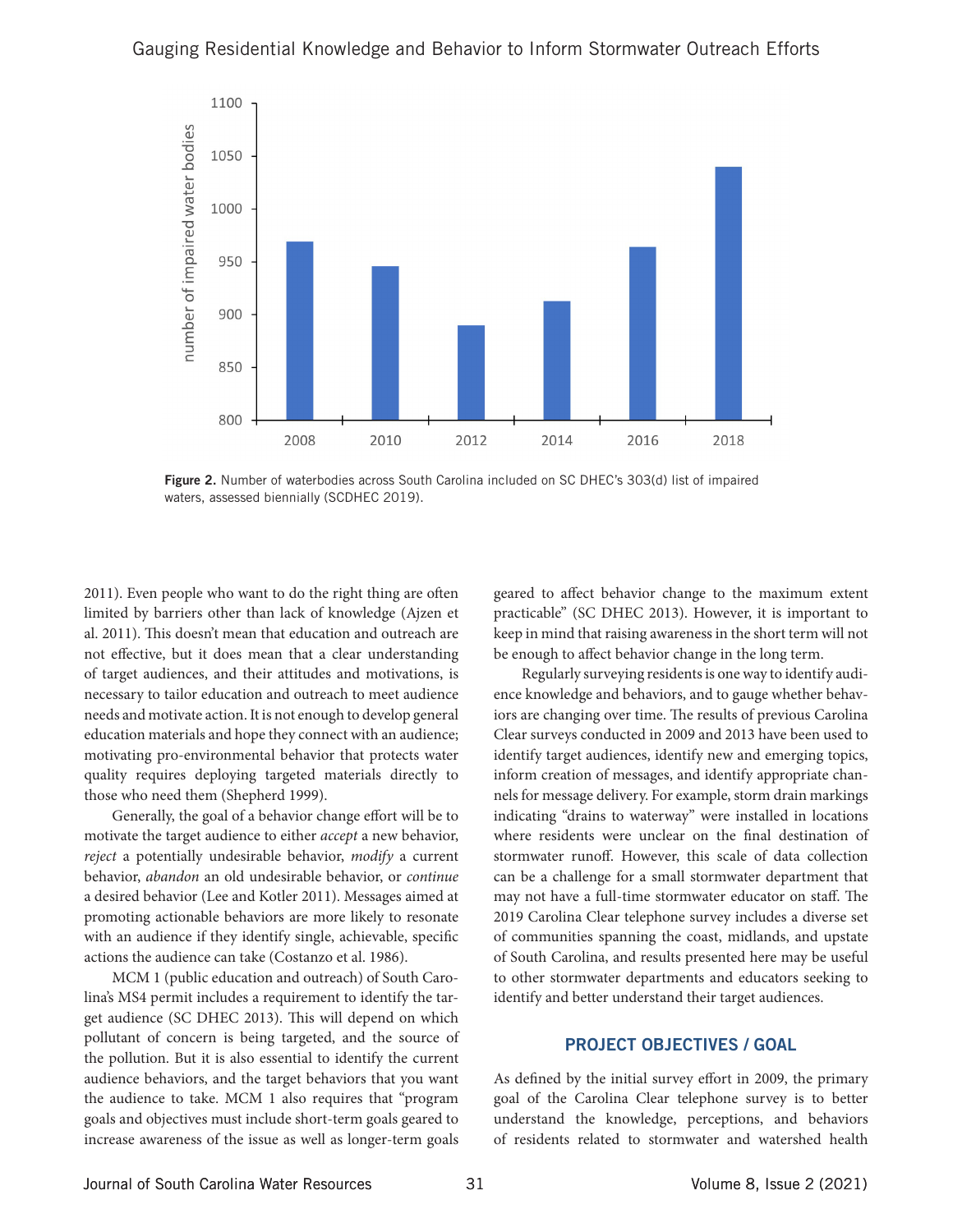Figure 2. Number of waterbodies across South Carolina included on SC DHEC's 303(d) list of impaired waters, assessed biennially (SCDHEC 2019).

2011). Even people who want to do the right thing are often limited by barriers other than lack of knowledge (Ajzen et al. 2011). This doesn't mean that education and outreach are not effective, but it does mean that a clear understanding of target audiences, and their attitudes and motivations, is necessary to tailor education and outreach to meet audience needs and motivate action. It is not enough to develop general education materials and hope they connect with an audience; motivating pro-environmental behavior that protects water quality requires deploying targeted materials directly to those who need them (Shepherd 1999).

Generally, the goal of a behavior change effort will be to motivate the target audience to either *accept* a new behavior, *reject* a potentially undesirable behavior, *modify* a current behavior, *abandon* an old undesirable behavior, or *continue* a desired behavior (Lee and Kotler 2011). Messages aimed at promoting actionable behaviors are more likely to resonate with an audience if they identify single, achievable, specific actions the audience can take (Costanzo et al. 1986).

MCM 1 (public education and outreach) of South Carolina's MS4 permit includes a requirement to identify the target audience (SC DHEC 2013). This will depend on which pollutant of concern is being targeted, and the source of the pollution. But it is also essential to identify the current audience behaviors, and the target behaviors that you want the audience to take. MCM 1 also requires that "program goals and objectives must include short-term goals geared to increase awareness of the issue as well as longer-term goals geared to affect behavior change to the maximum extent practicable" (SC DHEC 2013). However, it is important to keep in mind that raising awareness in the short term will not be enough to affect behavior change in the long term.

Regularly surveying residents is one way to identify audience knowledge and behaviors, and to gauge whether behaviors are changing over time. The results of previous Carolina Clear surveys conducted in 2009 and 2013 have been used to identify target audiences, identify new and emerging topics, inform creation of messages, and identify appropriate channels for message delivery. For example, storm drain markings indicating "drains to waterway" were installed in locations where residents were unclear on the final destination of stormwater runoff. However, this scale of data collection can be a challenge for a small stormwater department that may not have a full-time stormwater educator on staff. The 2019 Carolina Clear telephone survey includes a diverse set of communities spanning the coast, midlands, and upstate of South Carolina, and results presented here may be useful to other stormwater departments and educators seeking to identify and better understand their target audiences.

## PROJECT OBJECTIVES / GOAL

As defined by the initial survey effort in 2009, the primary goal of the Carolina Clear telephone survey is to better understand the knowledge, perceptions, and behaviors of residents related to stormwater and watershed health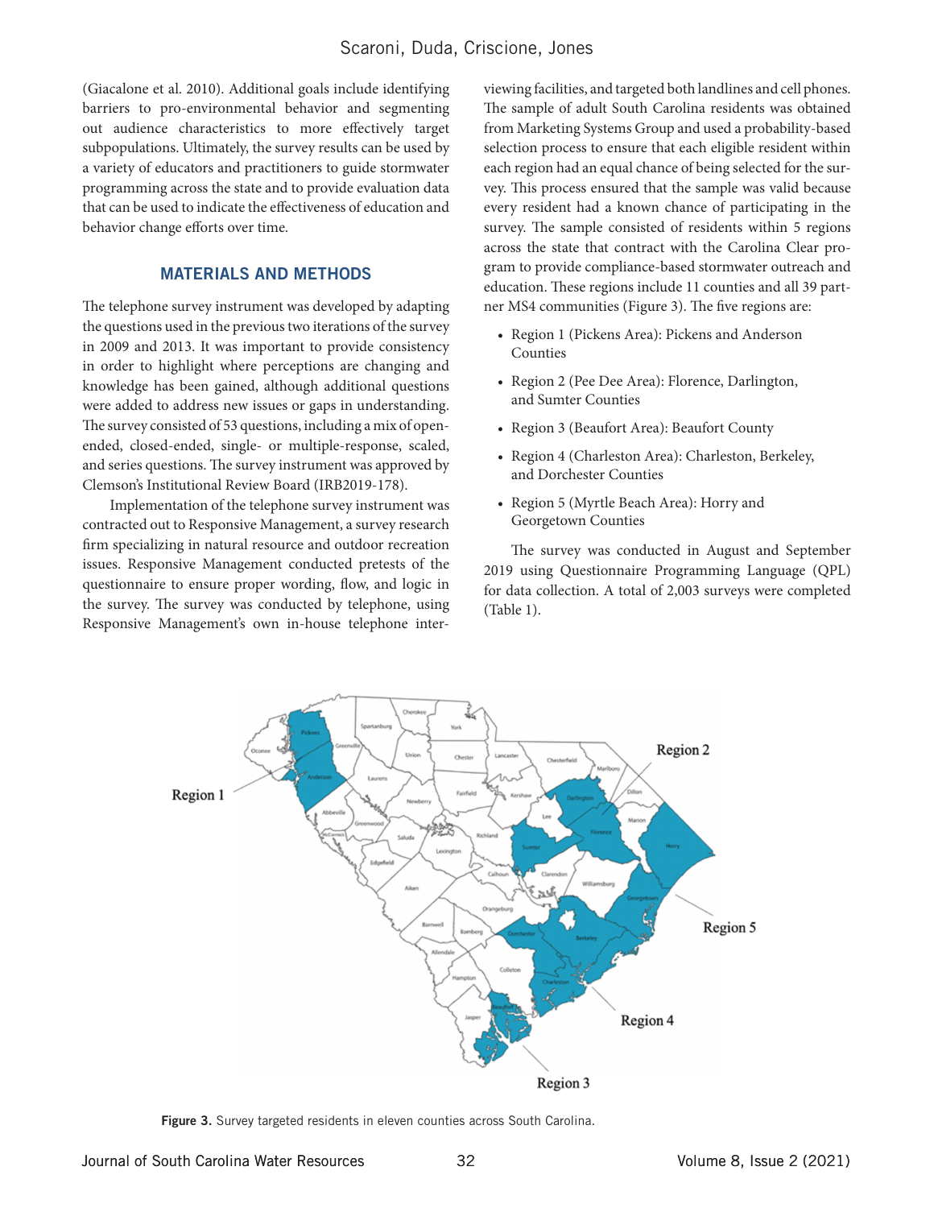(Giacalone et al. 2010). Additional goals include identifying barriers to pro-environmental behavior and segmenting out audience characteristics to more effectively target subpopulations. Ultimately, the survey results can be used by a variety of educators and practitioners to guide stormwater programming across the state and to provide evaluation data that can be used to indicate the effectiveness of education and behavior change efforts over time.

## MATERIALS AND METHODS

The telephone survey instrument was developed by adapting the questions used in the previous two iterations of the survey in 2009 and 2013. It was important to provide consistency in order to highlight where perceptions are changing and knowledge has been gained, although additional questions were added to address new issues or gaps in understanding. The survey consisted of 53 questions, including a mix of open-ended, closed-ended, single- or multiple-response, scaled, and series questions. The survey instrument was approved by Clemson's Institutional Review Board (IRB2019-178).

Implementation of the telephone survey instrument was contracted out to Responsive Management, a survey research firm specializing in natural resource and outdoor recreation issues. Responsive Management conducted pretests of the questionnaire to ensure proper wording, flow, and logic in the survey. The survey was conducted by telephone, using Responsive Management's own in-house telephone interviewing facilities, and targeted both landlines and cell phones. The sample of adult South Carolina residents was obtained from Marketing Systems Group and used a probability-based selection process to ensure that each eligible resident within each region had an equal chance of being selected for the survey. This process ensured that the sample was valid because every resident had a known chance of participating in the survey. The sample consisted of residents within 5 regions across the state that contract with the Carolina Clear program to provide compliance-based stormwater outreach and education. These regions include 11 counties and all 39 partner MS4 communities (Figure 3). The five regions are:

- Region 1 (Pickens Area): Pickens and Anderson Counties
- Region 2 (Pee Dee Area): Florence, Darlington, and Sumter Counties
- Region 3 (Beaufort Area): Beaufort County
- Region 4 (Charleston Area): Charleston, Berkeley, and Dorchester Counties
- Region 5 (Myrtle Beach Area): Horry and Georgetown Counties

The survey was conducted in August and September 2019 using Questionnaire Programming Language (QPL) for data collection. A total of 2,003 surveys were completed (Table 1).

**Figure 3.** Survey targeted residents in eleven counties across South Carolina.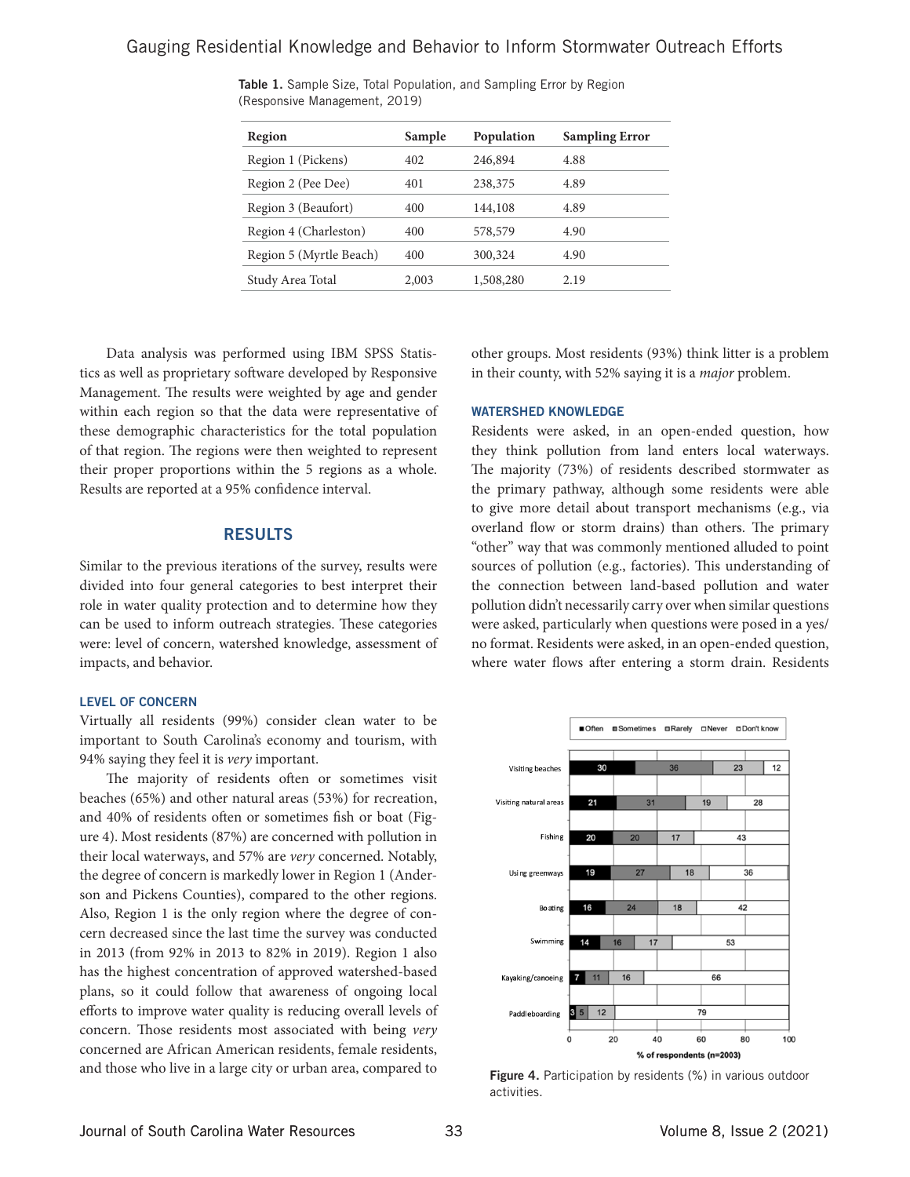**Table 1.** Sample Size, Total Population, and Sampling Error by Region (Responsive Management, 2019)

| Region | Sample | Population | Sampling Error |
|---|---|---|---|
| Region 1 (Pickens) | 402 | 246,894 | 4.88 |
| Region 2 (Pee Dee) | 401 | 238,375 | 4.89 |
| Region 3 (Beaufort) | 400 | 144,108 | 4.89 |
| Region 4 (Charleston) | 400 | 578,579 | 4.90 |
| Region 5 (Myrtle Beach) | 400 | 300,324 | 4.90 |
| Study Area Total | 2,003 | 1,508,280 | 2.19 |

Data analysis was performed using IBM SPSS Statistics as well as proprietary software developed by Responsive Management. The results were weighted by age and gender within each region so that the data were representative of these demographic characteristics for the total population of that region. The regions were then weighted to represent their proper proportions within the 5 regions as a whole. Results are reported at a 95% confidence interval.

## RESULTS

Similar to the previous iterations of the survey, results were divided into four general categories to best interpret their role in water quality protection and to determine how they can be used to inform outreach strategies. These categories were: level of concern, watershed knowledge, assessment of impacts, and behavior.

### LEVEL OF CONCERN

Virtually all residents (99%) consider clean water to be important to South Carolina's economy and tourism, with 94% saying they feel it is *very* important.

The majority of residents often or sometimes visit beaches (65%) and other natural areas (53%) for recreation, and 40% of residents often or sometimes fish or boat (Figure 4). Most residents (87%) are concerned with pollution in their local waterways, and 57% are *very* concerned. Notably, the degree of concern is markedly lower in Region 1 (Anderson and Pickens Counties), compared to the other regions. Also, Region 1 is the only region where the degree of concern decreased since the last time the survey was conducted in 2013 (from 92% in 2013 to 82% in 2019). Region 1 also has the highest concentration of approved watershed-based plans, so it could follow that awareness of ongoing local efforts to improve water quality is reducing overall levels of concern. Those residents most associated with being *very* concerned are African American residents, female residents, and those who live in a large city or urban area, compared to other groups. Most residents (93%) think litter is a problem in their county, with 52% saying it is a *major* problem.

### WATERSHED KNOWLEDGE

Residents were asked, in an open-ended question, how they think pollution from land enters local waterways. The majority (73%) of residents described stormwater as the primary pathway, although some residents were able to give more detail about transport mechanisms (e.g., via overland flow or storm drains) than others. The primary "other" way that was commonly mentioned alluded to point sources of pollution (e.g., factories). This understanding of the connection between land-based pollution and water pollution didn't necessarily carry over when similar questions were asked, particularly when questions were posed in a yes/no format. Residents were asked, in an open-ended question, where water flows after entering a storm drain. Residents

| Activity | Often | Sometimes | Rarely | Never | Don't know |
|---|---|---|---|---|---|
| Visiting beaches | 30 | 36 | 23 | 12 | |
| Visiting natural areas | 21 | 31 | 19 | 28 | |
| Fishing | 20 | 20 | 17 | 43 | |
| Using greenways | 19 | 27 | 18 | 36 | |
| Boating | 16 | 24 | 18 | 42 | |
| Swimming | 14 | 16 | 17 | 53 | |
| Kayaking/canoeing | 7 | 11 | 16 | 66 | |
| Paddleboarding | 3 | 5 | 12 | 79 | |

% of respondents (n=2003)

**Figure 4.** Participation by residents (%) in various outdoor activities.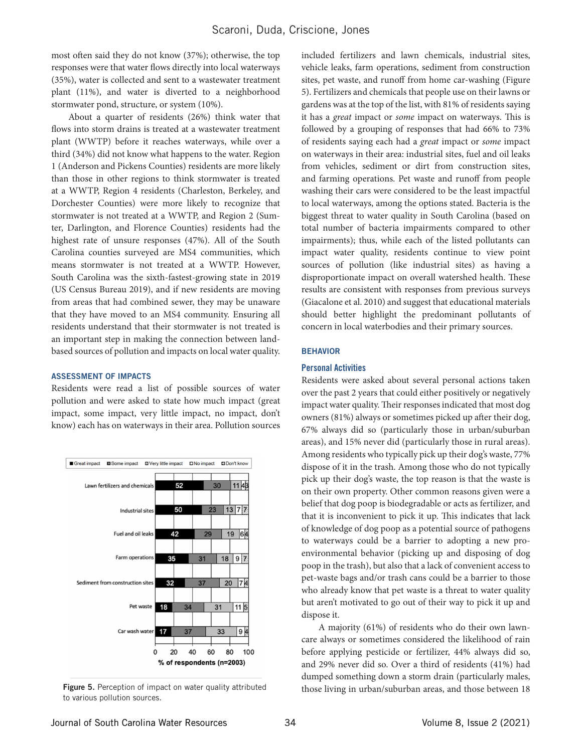most often said they do not know (37%); otherwise, the top responses were that water flows directly into local waterways (35%), water is collected and sent to a wastewater treatment plant (11%), and water is diverted to a neighborhood stormwater pond, structure, or system (10%).

About a quarter of residents (26%) think water that flows into storm drains is treated at a wastewater treatment plant (WWTP) before it reaches waterways, while over a third (34%) did not know what happens to the water. Region 1 (Anderson and Pickens Counties) residents are more likely than those in other regions to think stormwater is treated at a WWTP, Region 4 residents (Charleston, Berkeley, and Dorchester Counties) were more likely to recognize that stormwater is not treated at a WWTP, and Region 2 (Sumter, Darlington, and Florence Counties) residents had the highest rate of unsure responses (47%). All of the South Carolina counties surveyed are MS4 communities, which means stormwater is not treated at a WWTP. However, South Carolina was the sixth-fastest-growing state in 2019 (US Census Bureau 2019), and if new residents are moving from areas that had combined sewer, they may be unaware that they have moved to an MS4 community. Ensuring all residents understand that their stormwater is not treated is an important step in making the connection between land-based sources of pollution and impacts on local water quality.

### ASSESSMENT OF IMPACTS

Residents were read a list of possible sources of water pollution and were asked to state how much impact (great impact, some impact, very little impact, no impact, don't know) each has on waterways in their area. Pollution sources included fertilizers and lawn chemicals, industrial sites, vehicle leaks, farm operations, sediment from construction sites, pet waste, and runoff from home car-washing (Figure 5). Fertilizers and chemicals that people use on their lawns or gardens was at the top of the list, with 81% of residents saying it has a *great* impact or *some* impact on waterways. This is followed by a grouping of responses that had 66% to 73% of residents saying each had a *great* impact or *some* impact on waterways in their area: industrial sites, fuel and oil leaks from vehicles, sediment or dirt from construction sites, and farming operations. Pet waste and runoff from people washing their cars were considered to be the least impactful to local waterways, among the options stated. Bacteria is the biggest threat to water quality in South Carolina (based on total number of bacteria impairments compared to other impairments); thus, while each of the listed pollutants can impact water quality, residents continue to view point sources of pollution (like industrial sites) as having a disproportionate impact on overall watershed health. These results are consistent with responses from previous surveys (Giacalone et al. 2010) and suggest that educational materials should better highlight the predominant pollutants of concern in local waterbodies and their primary sources.

| Pollution source | Great impact | Some impact | Very little impact | No impact | Don't know |
|---|---|---|---|---|---|
| Lawn fertilizers and chemicals | 52 | 30 | 11 | 4 | 3 |
| Industrial sites | 50 | 23 | 13 | 7 | 7 |
| Fuel and oil leaks | 42 | 29 | 19 | 6 | 4 |
| Farm operations | 35 | 31 | 18 | 9 | 7 |
| Sediment from construction sites | 32 | 37 | 20 | 7 | 4 |
| Pet waste | 18 | 34 | 31 | 11 | 5 |
| Car wash water | 17 | 37 | 33 | 9 | 4 |

% of respondents (n=2003)

**Figure 5.** Perception of impact on water quality attributed to various pollution sources.

### BEHAVIOR

#### Personal Activities

Residents were asked about several personal actions taken over the past 2 years that could either positively or negatively impact water quality. Their responses indicated that most dog owners (81%) always or sometimes picked up after their dog, 67% always did so (particularly those in urban/suburban areas), and 15% never did (particularly those in rural areas). Among residents who typically pick up their dog's waste, 77% dispose of it in the trash. Among those who do not typically pick up their dog's waste, the top reason is that the waste is on their own property. Other common reasons given were a belief that dog poop is biodegradable or acts as fertilizer, and that it is inconvenient to pick it up. This indicates that lack of knowledge of dog poop as a potential source of pathogens to waterways could be a barrier to adopting a new pro-environmental behavior (picking up and disposing of dog poop in the trash), but also that a lack of convenient access to pet-waste bags and/or trash cans could be a barrier to those who already know that pet waste is a threat to water quality but aren't motivated to go out of their way to pick it up and dispose it.

A majority (61%) of residents who do their own lawn-care always or sometimes considered the likelihood of rain before applying pesticide or fertilizer, 44% always did so, and 29% never did so. Over a third of residents (41%) had dumped something down a storm drain (particularly males, those living in urban/suburban areas, and those between 18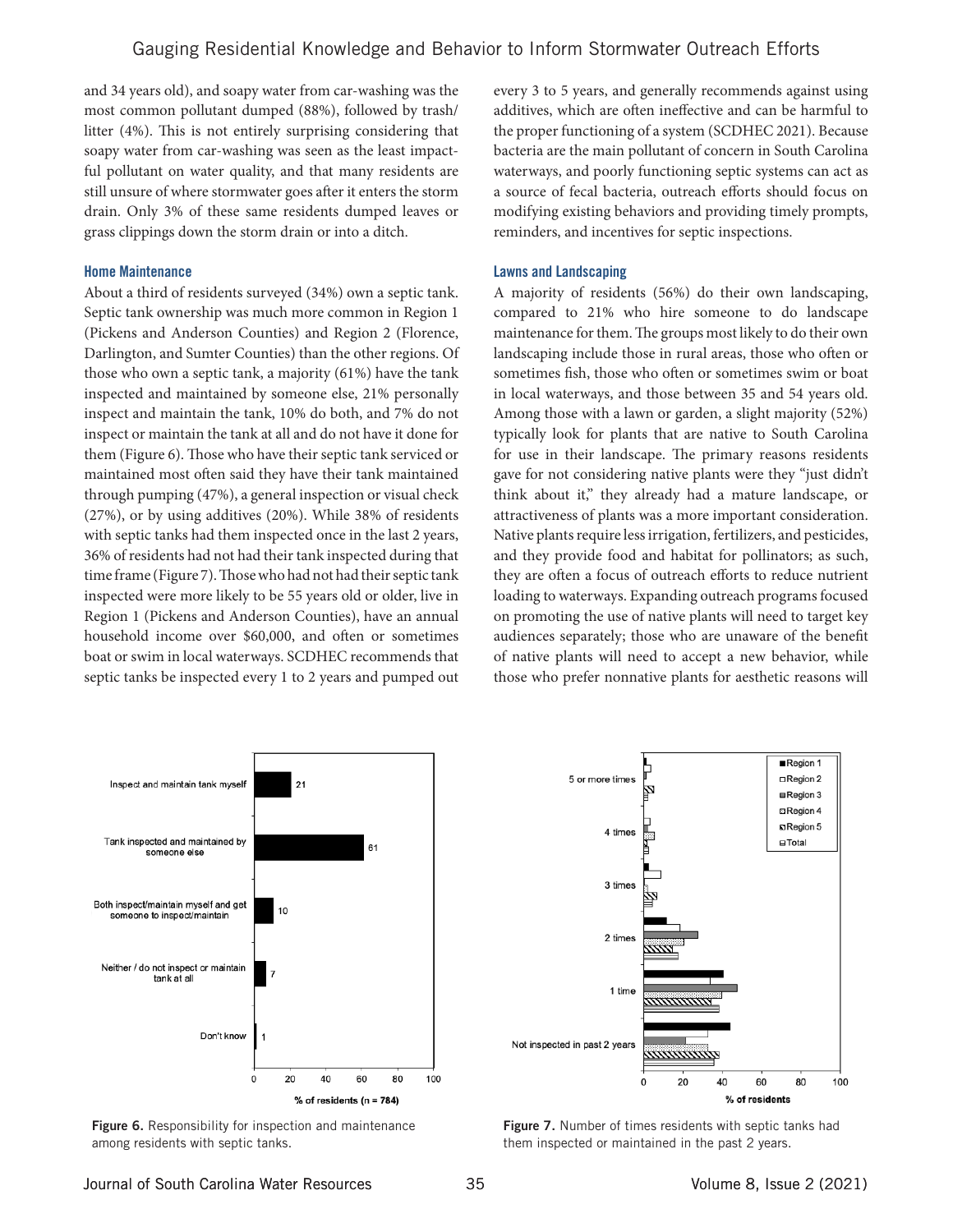and 34 years old), and soapy water from car-washing was the most common pollutant dumped (88%), followed by trash/litter (4%). This is not entirely surprising considering that soapy water from car-washing was seen as the least impactful pollutant on water quality, and that many residents are still unsure of where stormwater goes after it enters the storm drain. Only 3% of these same residents dumped leaves or grass clippings down the storm drain or into a ditch.

### Home Maintenance

About a third of residents surveyed (34%) own a septic tank. Septic tank ownership was much more common in Region 1 (Pickens and Anderson Counties) and Region 2 (Florence, Darlington, and Sumter Counties) than the other regions. Of those who own a septic tank, a majority (61%) have the tank inspected and maintained by someone else, 21% personally inspect and maintain the tank, 10% do both, and 7% do not inspect or maintain the tank at all and do not have it done for them (Figure 6). Those who have their septic tank serviced or maintained most often said they have their tank maintained through pumping (47%), a general inspection or visual check (27%), or by using additives (20%). While 38% of residents with septic tanks had them inspected once in the last 2 years, 36% of residents had not had their tank inspected during that time frame (Figure 7). Those who had not had their septic tank inspected were more likely to be 55 years old or older, live in Region 1 (Pickens and Anderson Counties), have an annual household income over $60,000, and often or sometimes boat or swim in local waterways. SCDHEC recommends that septic tanks be inspected every 1 to 2 years and pumped out every 3 to 5 years, and generally recommends against using additives, which are often ineffective and can be harmful to the proper functioning of a system (SCDHEC 2021). Because bacteria are the main pollutant of concern in South Carolina waterways, and poorly functioning septic systems can act as a source of fecal bacteria, outreach efforts should focus on modifying existing behaviors and providing timely prompts, reminders, and incentives for septic inspections.

### Lawns and Landscaping

A majority of residents (56%) do their own landscaping, compared to 21% who hire someone to do landscape maintenance for them. The groups most likely to do their own landscaping include those in rural areas, those who often or sometimes fish, those who often or sometimes swim or boat in local waterways, and those between 35 and 54 years old. Among those with a lawn or garden, a slight majority (52%) typically look for plants that are native to South Carolina for use in their landscape. The primary reasons residents gave for not considering native plants were they "just didn't think about it," they already had a mature landscape, or attractiveness of plants was a more important consideration. Native plants require less irrigation, fertilizers, and pesticides, and they provide food and habitat for pollinators; as such, they are often a focus of outreach efforts to reduce nutrient loading to waterways. Expanding outreach programs focused on promoting the use of native plants will need to target key audiences separately; those who are unaware of the benefit of native plants will need to accept a new behavior, while those who prefer nonnative plants for aesthetic reasons will

| Responsibility | % of residents (n = 784) |
|---|---|
| Inspect and maintain tank myself | 21 |
| Tank inspected and maintained by someone else | 61 |
| Both inspect/maintain myself and get someone to inspect/maintain | 10 |
| Neither / do not inspect or maintain tank at all | 7 |
| Don't know | 1 |

**Figure 6.** Responsibility for inspection and maintenance among residents with septic tanks.

**Figure 7.** Number of times residents with septic tanks had them inspected or maintained in the past 2 years.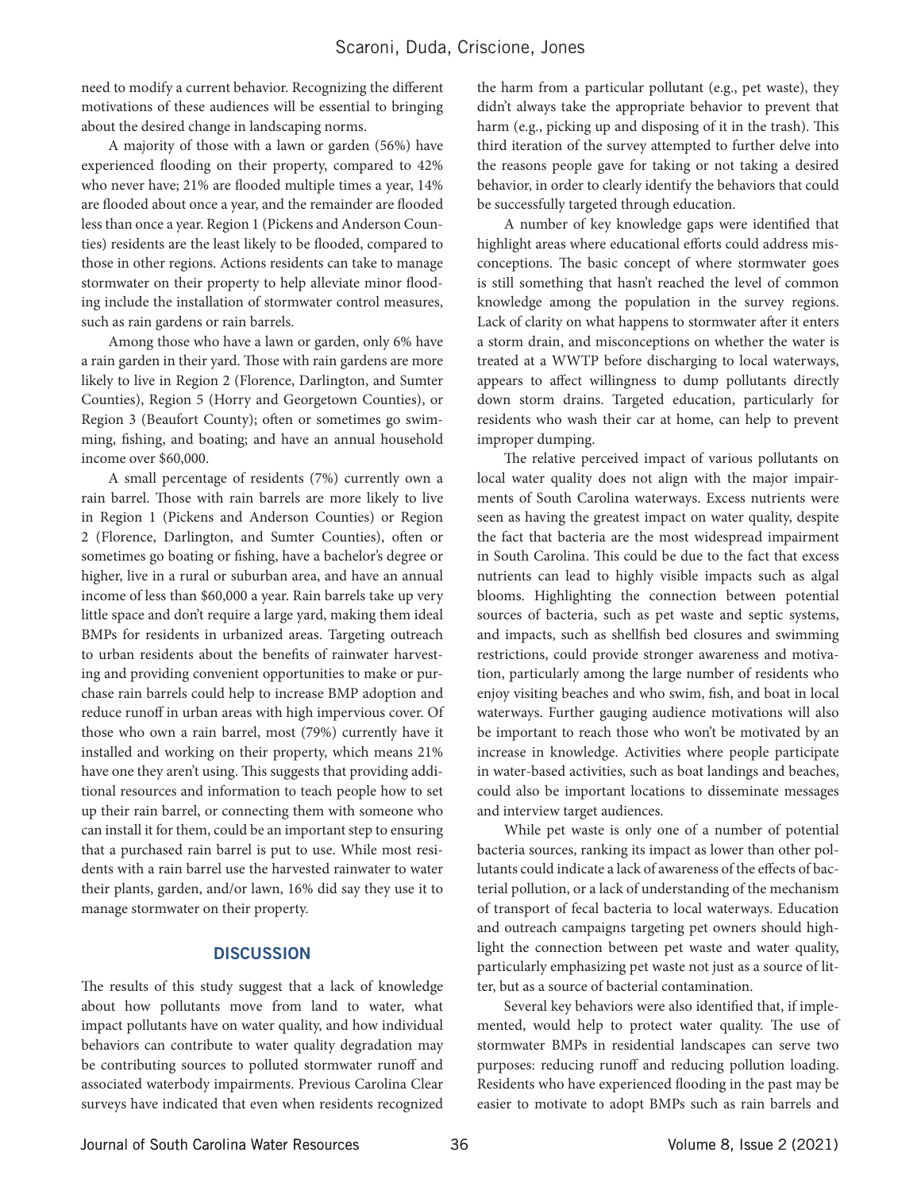need to modify a current behavior. Recognizing the different motivations of these audiences will be essential to bringing about the desired change in landscaping norms.

A majority of those with a lawn or garden (56%) have experienced flooding on their property, compared to 42% who never have; 21% are flooded multiple times a year, 14% are flooded about once a year, and the remainder are flooded less than once a year. Region 1 (Pickens and Anderson Counties) residents are the least likely to be flooded, compared to those in other regions. Actions residents can take to manage stormwater on their property to help alleviate minor flooding include the installation of stormwater control measures, such as rain gardens or rain barrels.

Among those who have a lawn or garden, only 6% have a rain garden in their yard. Those with rain gardens are more likely to live in Region 2 (Florence, Darlington, and Sumter Counties), Region 5 (Horry and Georgetown Counties), or Region 3 (Beaufort County); often or sometimes go swimming, fishing, and boating; and have an annual household income over $60,000.

A small percentage of residents (7%) currently own a rain barrel. Those with rain barrels are more likely to live in Region 1 (Pickens and Anderson Counties) or Region 2 (Florence, Darlington, and Sumter Counties), often or sometimes go boating or fishing, have a bachelor's degree or higher, live in a rural or suburban area, and have an annual income of less than $60,000 a year. Rain barrels take up very little space and don't require a large yard, making them ideal BMPs for residents in urbanized areas. Targeting outreach to urban residents about the benefits of rainwater harvesting and providing convenient opportunities to make or purchase rain barrels could help to increase BMP adoption and reduce runoff in urban areas with high impervious cover. Of those who own a rain barrel, most (79%) currently have it installed and working on their property, which means 21% have one they aren't using. This suggests that providing additional resources and information to teach people how to set up their rain barrel, or connecting them with someone who can install it for them, could be an important step to ensuring that a purchased rain barrel is put to use. While most residents with a rain barrel use the harvested rainwater to water their plants, garden, and/or lawn, 16% did say they use it to manage stormwater on their property.

## DISCUSSION

The results of this study suggest that a lack of knowledge about how pollutants move from land to water, what impact pollutants have on water quality, and how individual behaviors can contribute to water quality degradation may be contributing sources to polluted stormwater runoff and associated waterbody impairments. Previous Carolina Clear surveys have indicated that even when residents recognized the harm from a particular pollutant (e.g., pet waste), they didn't always take the appropriate behavior to prevent that harm (e.g., picking up and disposing of it in the trash). This third iteration of the survey attempted to further delve into the reasons people gave for taking or not taking a desired behavior, in order to clearly identify the behaviors that could be successfully targeted through education.

A number of key knowledge gaps were identified that highlight areas where educational efforts could address misconceptions. The basic concept of where stormwater goes is still something that hasn't reached the level of common knowledge among the population in the survey regions. Lack of clarity on what happens to stormwater after it enters a storm drain, and misconceptions on whether the water is treated at a WWTP before discharging to local waterways, appears to affect willingness to dump pollutants directly down storm drains. Targeted education, particularly for residents who wash their car at home, can help to prevent improper dumping.

The relative perceived impact of various pollutants on local water quality does not align with the major impairments of South Carolina waterways. Excess nutrients were seen as having the greatest impact on water quality, despite the fact that bacteria are the most widespread impairment in South Carolina. This could be due to the fact that excess nutrients can lead to highly visible impacts such as algal blooms. Highlighting the connection between potential sources of bacteria, such as pet waste and septic systems, and impacts, such as shellfish bed closures and swimming restrictions, could provide stronger awareness and motivation, particularly among the large number of residents who enjoy visiting beaches and who swim, fish, and boat in local waterways. Further gauging audience motivations will also be important to reach those who won't be motivated by an increase in knowledge. Activities where people participate in water-based activities, such as boat landings and beaches, could also be important locations to disseminate messages and interview target audiences.

While pet waste is only one of a number of potential bacteria sources, ranking its impact as lower than other pollutants could indicate a lack of awareness of the effects of bacterial pollution, or a lack of understanding of the mechanism of transport of fecal bacteria to local waterways. Education and outreach campaigns targeting pet owners should highlight the connection between pet waste and water quality, particularly emphasizing pet waste not just as a source of litter, but as a source of bacterial contamination.

Several key behaviors were also identified that, if implemented, would help to protect water quality. The use of stormwater BMPs in residential landscapes can serve two purposes: reducing runoff and reducing pollution loading. Residents who have experienced flooding in the past may be easier to motivate to adopt BMPs such as rain barrels and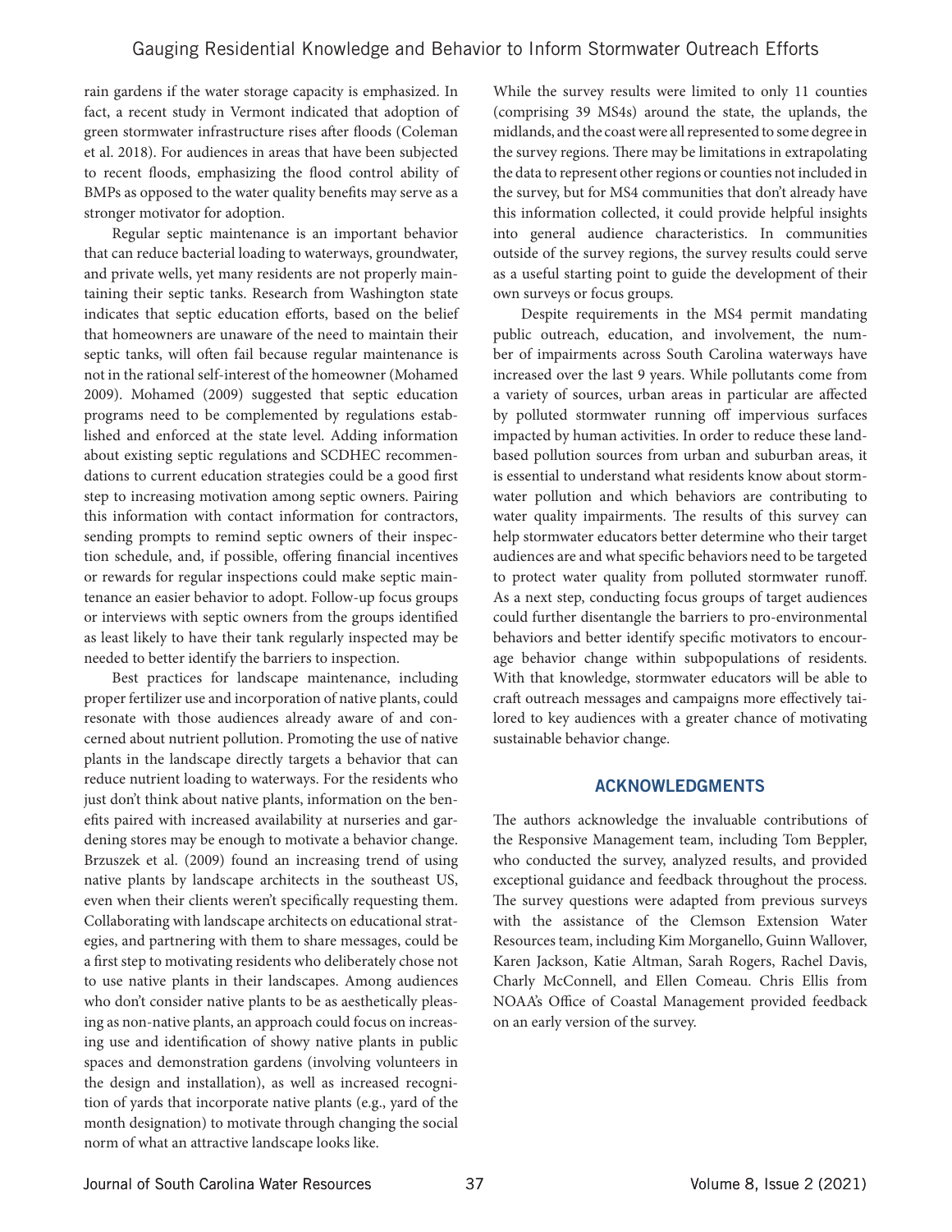rain gardens if the water storage capacity is emphasized. In fact, a recent study in Vermont indicated that adoption of green stormwater infrastructure rises after floods (Coleman et al. 2018). For audiences in areas that have been subjected to recent floods, emphasizing the flood control ability of BMPs as opposed to the water quality benefits may serve as a stronger motivator for adoption.

Regular septic maintenance is an important behavior that can reduce bacterial loading to waterways, groundwater, and private wells, yet many residents are not properly maintaining their septic tanks. Research from Washington state indicates that septic education efforts, based on the belief that homeowners are unaware of the need to maintain their septic tanks, will often fail because regular maintenance is not in the rational self-interest of the homeowner (Mohamed 2009). Mohamed (2009) suggested that septic education programs need to be complemented by regulations established and enforced at the state level. Adding information about existing septic regulations and SCDHEC recommendations to current education strategies could be a good first step to increasing motivation among septic owners. Pairing this information with contact information for contractors, sending prompts to remind septic owners of their inspection schedule, and, if possible, offering financial incentives or rewards for regular inspections could make septic maintenance an easier behavior to adopt. Follow-up focus groups or interviews with septic owners from the groups identified as least likely to have their tank regularly inspected may be needed to better identify the barriers to inspection.

Best practices for landscape maintenance, including proper fertilizer use and incorporation of native plants, could resonate with those audiences already aware of and concerned about nutrient pollution. Promoting the use of native plants in the landscape directly targets a behavior that can reduce nutrient loading to waterways. For the residents who just don't think about native plants, information on the benefits paired with increased availability at nurseries and gardening stores may be enough to motivate a behavior change. Brzuszek et al. (2009) found an increasing trend of using native plants by landscape architects in the southeast US, even when their clients weren't specifically requesting them. Collaborating with landscape architects on educational strategies, and partnering with them to share messages, could be a first step to motivating residents who deliberately chose not to use native plants in their landscapes. Among audiences who don't consider native plants to be as aesthetically pleasing as non-native plants, an approach could focus on increasing use and identification of showy native plants in public spaces and demonstration gardens (involving volunteers in the design and installation), as well as increased recognition of yards that incorporate native plants (e.g., yard of the month designation) to motivate through changing the social norm of what an attractive landscape looks like.

While the survey results were limited to only 11 counties (comprising 39 MS4s) around the state, the uplands, the midlands, and the coast were all represented to some degree in the survey regions. There may be limitations in extrapolating the data to represent other regions or counties not included in the survey, but for MS4 communities that don't already have this information collected, it could provide helpful insights into general audience characteristics. In communities outside of the survey regions, the survey results could serve as a useful starting point to guide the development of their own surveys or focus groups.

Despite requirements in the MS4 permit mandating public outreach, education, and involvement, the number of impairments across South Carolina waterways have increased over the last 9 years. While pollutants come from a variety of sources, urban areas in particular are affected by polluted stormwater running off impervious surfaces impacted by human activities. In order to reduce these land-based pollution sources from urban and suburban areas, it is essential to understand what residents know about stormwater pollution and which behaviors are contributing to water quality impairments. The results of this survey can help stormwater educators better determine who their target audiences are and what specific behaviors need to be targeted to protect water quality from polluted stormwater runoff. As a next step, conducting focus groups of target audiences could further disentangle the barriers to pro-environmental behaviors and better identify specific motivators to encourage behavior change within subpopulations of residents. With that knowledge, stormwater educators will be able to craft outreach messages and campaigns more effectively tailored to key audiences with a greater chance of motivating sustainable behavior change.

## ACKNOWLEDGMENTS

The authors acknowledge the invaluable contributions of the Responsive Management team, including Tom Beppler, who conducted the survey, analyzed results, and provided exceptional guidance and feedback throughout the process. The survey questions were adapted from previous surveys with the assistance of the Clemson Extension Water Resources team, including Kim Morganello, Guinn Wallover, Karen Jackson, Katie Altman, Sarah Rogers, Rachel Davis, Charly McConnell, and Ellen Comeau. Chris Ellis from NOAA's Office of Coastal Management provided feedback on an early version of the survey.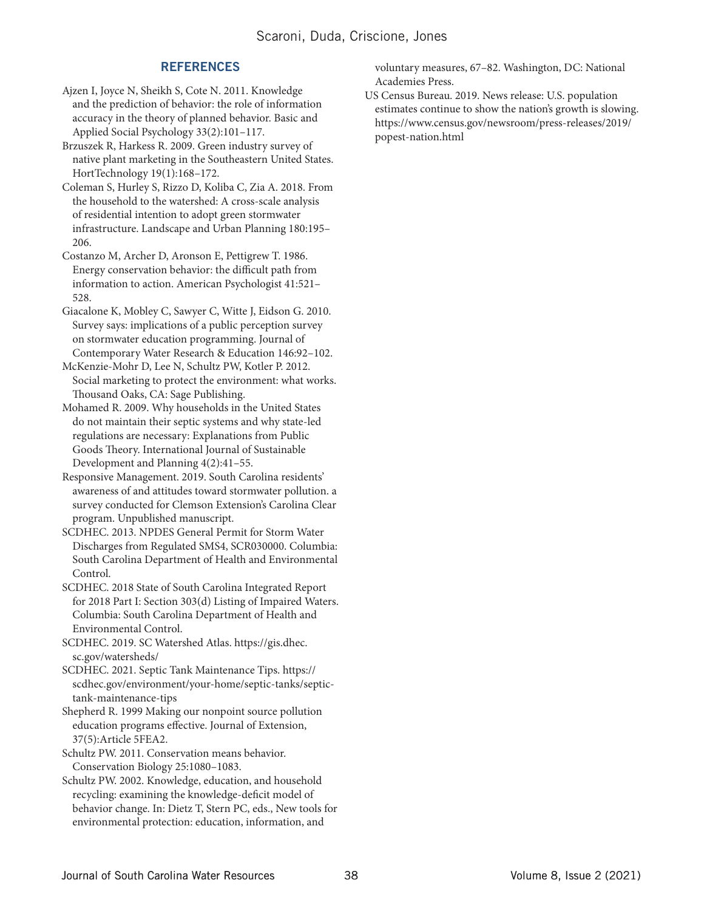## REFERENCES

Ajzen I, Joyce N, Sheikh S, Cote N. 2011. Knowledge and the prediction of behavior: the role of information accuracy in the theory of planned behavior. Basic and Applied Social Psychology 33(2):101–117.

Brzuszek R, Harkess R. 2009. Green industry survey of native plant marketing in the Southeastern United States. HortTechnology 19(1):168–172.

Coleman S, Hurley S, Rizzo D, Koliba C, Zia A. 2018. From the household to the watershed: A cross-scale analysis of residential intention to adopt green stormwater infrastructure. Landscape and Urban Planning 180:195–206.

Costanzo M, Archer D, Aronson E, Pettigrew T. 1986. Energy conservation behavior: the difficult path from information to action. American Psychologist 41:521–528.

Giacalone K, Mobley C, Sawyer C, Witte J, Eidson G. 2010. Survey says: implications of a public perception survey on stormwater education programming. Journal of Contemporary Water Research & Education 146:92–102.

McKenzie-Mohr D, Lee N, Schultz PW, Kotler P. 2012. Social marketing to protect the environment: what works. Thousand Oaks, CA: Sage Publishing.

Mohamed R. 2009. Why households in the United States do not maintain their septic systems and why state-led regulations are necessary: Explanations from Public Goods Theory. International Journal of Sustainable Development and Planning 4(2):41–55.

Responsive Management. 2019. South Carolina residents' awareness of and attitudes toward stormwater pollution. a survey conducted for Clemson Extension's Carolina Clear program. Unpublished manuscript.

SCDHEC. 2013. NPDES General Permit for Storm Water Discharges from Regulated SMS4, SCR030000. Columbia: South Carolina Department of Health and Environmental Control.

SCDHEC. 2018 State of South Carolina Integrated Report for 2018 Part I: Section 303(d) Listing of Impaired Waters. Columbia: South Carolina Department of Health and Environmental Control.

SCDHEC. 2019. SC Watershed Atlas. https://gis.dhec.sc.gov/watersheds/

SCDHEC. 2021. Septic Tank Maintenance Tips. https://scdhec.gov/environment/your-home/septic-tanks/septic-tank-maintenance-tips

Shepherd R. 1999 Making our nonpoint source pollution education programs effective. Journal of Extension, 37(5):Article 5FEA2.

Schultz PW. 2011. Conservation means behavior. Conservation Biology 25:1080–1083.

Schultz PW. 2002. Knowledge, education, and household recycling: examining the knowledge-deficit model of behavior change. In: Dietz T, Stern PC, eds., New tools for environmental protection: education, information, and voluntary measures, 67–82. Washington, DC: National Academies Press.

US Census Bureau. 2019. News release: U.S. population estimates continue to show the nation's growth is slowing. https://www.census.gov/newsroom/press-releases/2019/popest-nation.html